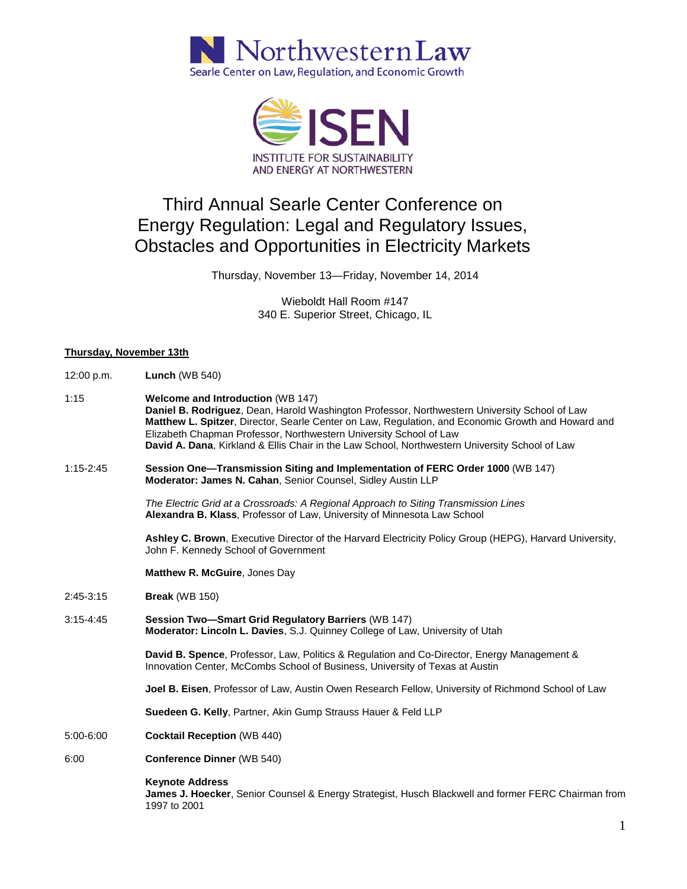Northwestern Law
Searle Center on Law, Regulation, and Economic Growth

ISEN
INSTITUTE FOR SUSTAINABILITY AND ENERGY AT NORTHWESTERN

# Third Annual Searle Center Conference on Energy Regulation: Legal and Regulatory Issues, Obstacles and Opportunities in Electricity Markets

Thursday, November 13—Friday, November 14, 2014

Wieboldt Hall Room #147
340 E. Superior Street, Chicago, IL

## Thursday, November 13th

12:00 p.m. **Lunch** (WB 540)

1:15 **Welcome and Introduction** (WB 147)
**Daniel B. Rodriguez**, Dean, Harold Washington Professor, Northwestern University School of Law
**Matthew L. Spitzer**, Director, Searle Center on Law, Regulation, and Economic Growth and Howard and Elizabeth Chapman Professor, Northwestern University School of Law
**David A. Dana**, Kirkland & Ellis Chair in the Law School, Northwestern University School of Law

1:15-2:45 **Session One—Transmission Siting and Implementation of FERC Order 1000** (WB 147)
**Moderator: James N. Cahan**, Senior Counsel, Sidley Austin LLP

*The Electric Grid at a Crossroads: A Regional Approach to Siting Transmission Lines*
**Alexandra B. Klass**, Professor of Law, University of Minnesota Law School

**Ashley C. Brown**, Executive Director of the Harvard Electricity Policy Group (HEPG), Harvard University, John F. Kennedy School of Government

**Matthew R. McGuire**, Jones Day

2:45-3:15 **Break** (WB 150)

3:15-4:45 **Session Two—Smart Grid Regulatory Barriers** (WB 147)
**Moderator: Lincoln L. Davies**, S.J. Quinney College of Law, University of Utah

**David B. Spence**, Professor, Law, Politics & Regulation and Co-Director, Energy Management & Innovation Center, McCombs School of Business, University of Texas at Austin

**Joel B. Eisen**, Professor of Law, Austin Owen Research Fellow, University of Richmond School of Law

**Suedeen G. Kelly**, Partner, Akin Gump Strauss Hauer & Feld LLP

5:00-6:00 **Cocktail Reception** (WB 440)

6:00 **Conference Dinner** (WB 540)

**Keynote Address**
**James J. Hoecker**, Senior Counsel & Energy Strategist, Husch Blackwell and former FERC Chairman from 1997 to 2001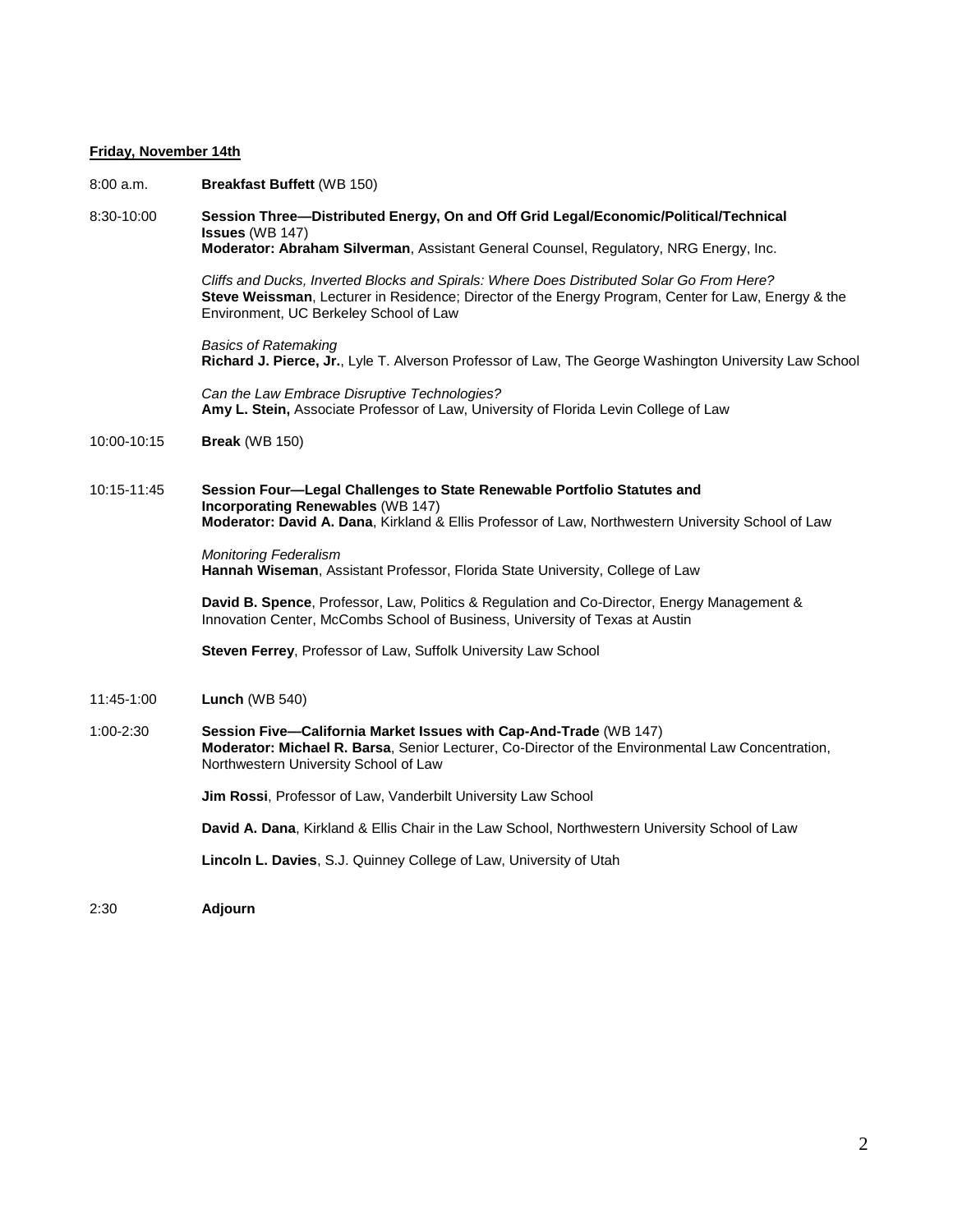**Friday, November 14th**

8:00 a.m. **Breakfast Buffett** (WB 150)

8:30-10:00 **Session Three—Distributed Energy, On and Off Grid Legal/Economic/Political/Technical Issues** (WB 147)
**Moderator: Abraham Silverman**, Assistant General Counsel, Regulatory, NRG Energy, Inc.

*Cliffs and Ducks, Inverted Blocks and Spirals: Where Does Distributed Solar Go From Here?*
**Steve Weissman**, Lecturer in Residence; Director of the Energy Program, Center for Law, Energy & the Environment, UC Berkeley School of Law

*Basics of Ratemaking*
**Richard J. Pierce, Jr.**, Lyle T. Alverson Professor of Law, The George Washington University Law School

*Can the Law Embrace Disruptive Technologies?*
**Amy L. Stein,** Associate Professor of Law, University of Florida Levin College of Law

10:00-10:15 **Break** (WB 150)

10:15-11:45 **Session Four—Legal Challenges to State Renewable Portfolio Statutes and Incorporating Renewables** (WB 147)
**Moderator: David A. Dana**, Kirkland & Ellis Professor of Law, Northwestern University School of Law

*Monitoring Federalism*
**Hannah Wiseman**, Assistant Professor, Florida State University, College of Law

**David B. Spence**, Professor, Law, Politics & Regulation and Co-Director, Energy Management & Innovation Center, McCombs School of Business, University of Texas at Austin

**Steven Ferrey**, Professor of Law, Suffolk University Law School

11:45-1:00 **Lunch** (WB 540)

1:00-2:30 **Session Five—California Market Issues with Cap-And-Trade** (WB 147)
**Moderator: Michael R. Barsa**, Senior Lecturer, Co-Director of the Environmental Law Concentration, Northwestern University School of Law

**Jim Rossi**, Professor of Law, Vanderbilt University Law School

**David A. Dana**, Kirkland & Ellis Chair in the Law School, Northwestern University School of Law

**Lincoln L. Davies**, S.J. Quinney College of Law, University of Utah

2:30 **Adjourn**